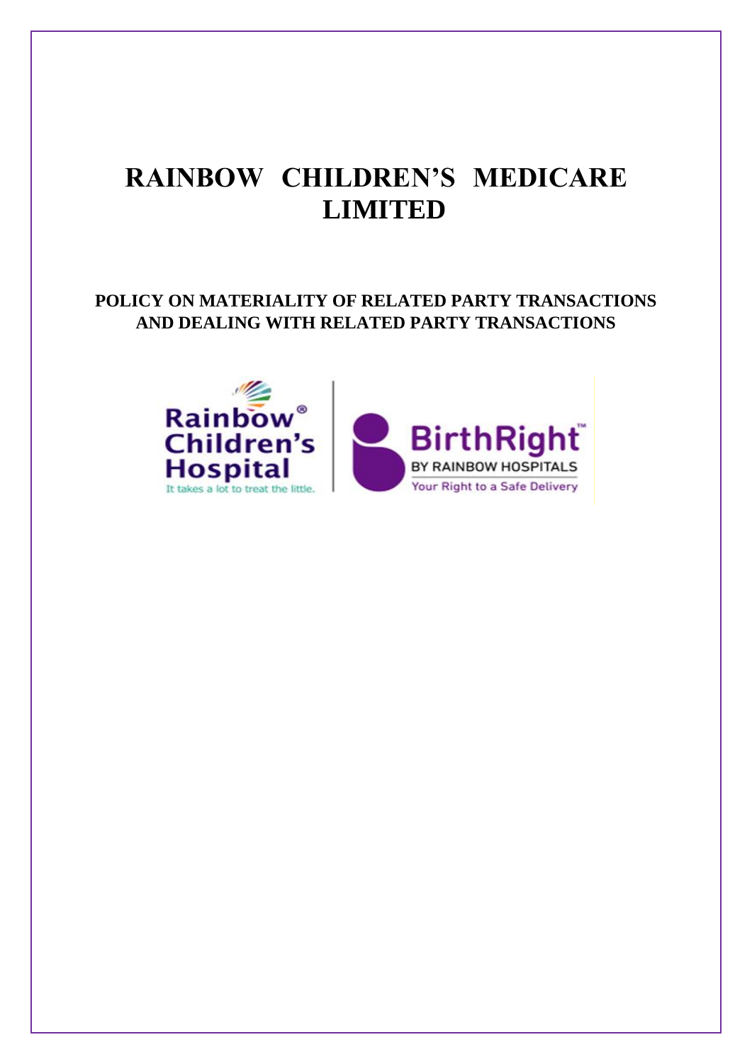# RAINBOW CHILDREN'S MEDICARE LIMITED

## POLICY ON MATERIALITY OF RELATED PARTY TRANSACTIONS AND DEALING WITH RELATED PARTY TRANSACTIONS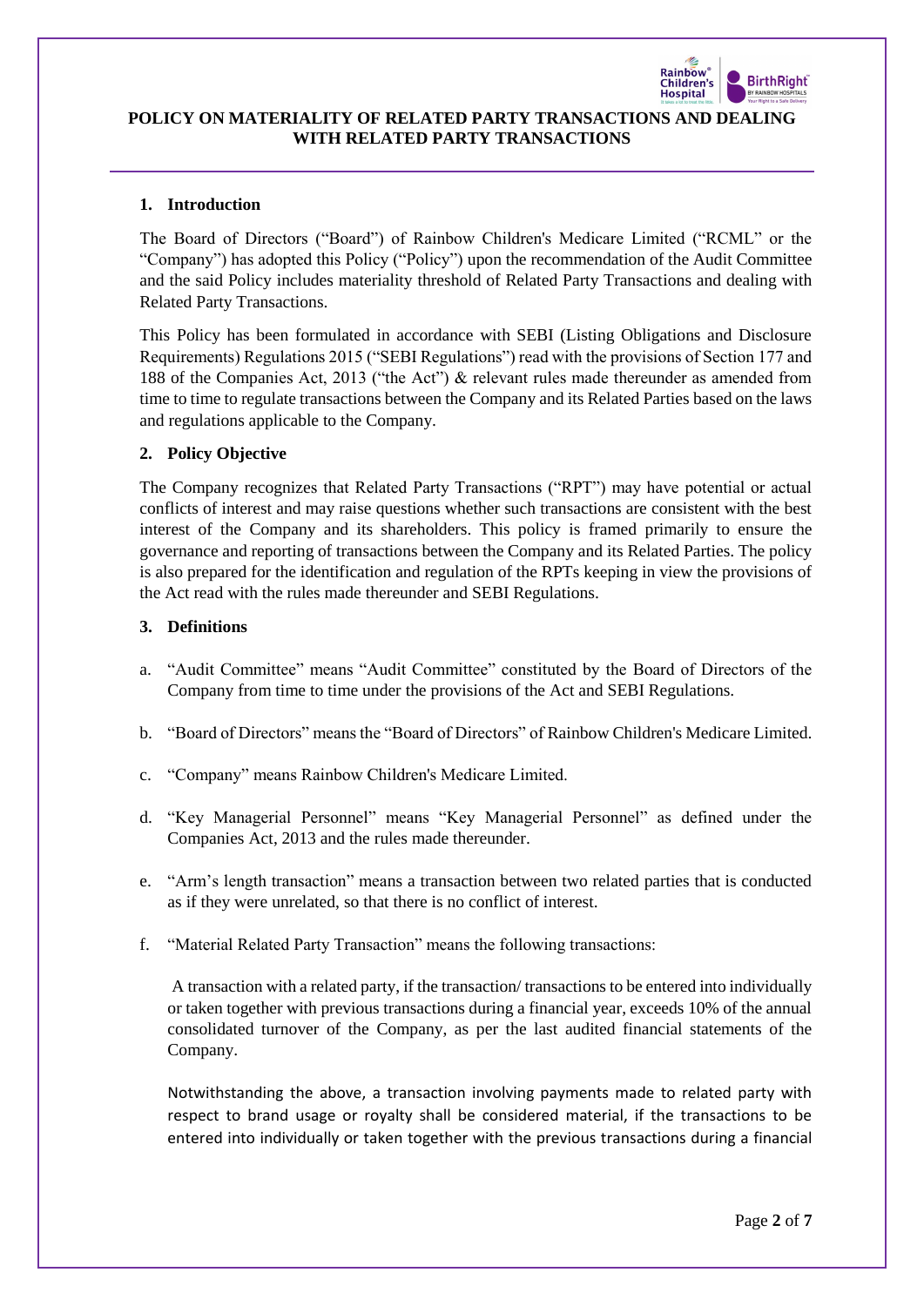# POLICY ON MATERIALITY OF RELATED PARTY TRANSACTIONS AND DEALING WITH RELATED PARTY TRANSACTIONS

## 1. Introduction

The Board of Directors ("Board") of Rainbow Children's Medicare Limited ("RCML" or the "Company") has adopted this Policy ("Policy") upon the recommendation of the Audit Committee and the said Policy includes materiality threshold of Related Party Transactions and dealing with Related Party Transactions.

This Policy has been formulated in accordance with SEBI (Listing Obligations and Disclosure Requirements) Regulations 2015 ("SEBI Regulations") read with the provisions of Section 177 and 188 of the Companies Act, 2013 ("the Act") & relevant rules made thereunder as amended from time to time to regulate transactions between the Company and its Related Parties based on the laws and regulations applicable to the Company.

## 2. Policy Objective

The Company recognizes that Related Party Transactions ("RPT") may have potential or actual conflicts of interest and may raise questions whether such transactions are consistent with the best interest of the Company and its shareholders. This policy is framed primarily to ensure the governance and reporting of transactions between the Company and its Related Parties. The policy is also prepared for the identification and regulation of the RPTs keeping in view the provisions of the Act read with the rules made thereunder and SEBI Regulations.

## 3. Definitions

a. "Audit Committee" means "Audit Committee" constituted by the Board of Directors of the Company from time to time under the provisions of the Act and SEBI Regulations.

b. "Board of Directors" means the "Board of Directors" of Rainbow Children's Medicare Limited.

c. "Company" means Rainbow Children's Medicare Limited.

d. "Key Managerial Personnel" means "Key Managerial Personnel" as defined under the Companies Act, 2013 and the rules made thereunder.

e. "Arm's length transaction" means a transaction between two related parties that is conducted as if they were unrelated, so that there is no conflict of interest.

f. "Material Related Party Transaction" means the following transactions:

A transaction with a related party, if the transaction/ transactions to be entered into individually or taken together with previous transactions during a financial year, exceeds 10% of the annual consolidated turnover of the Company, as per the last audited financial statements of the Company.

Notwithstanding the above, a transaction involving payments made to related party with respect to brand usage or royalty shall be considered material, if the transactions to be entered into individually or taken together with the previous transactions during a financial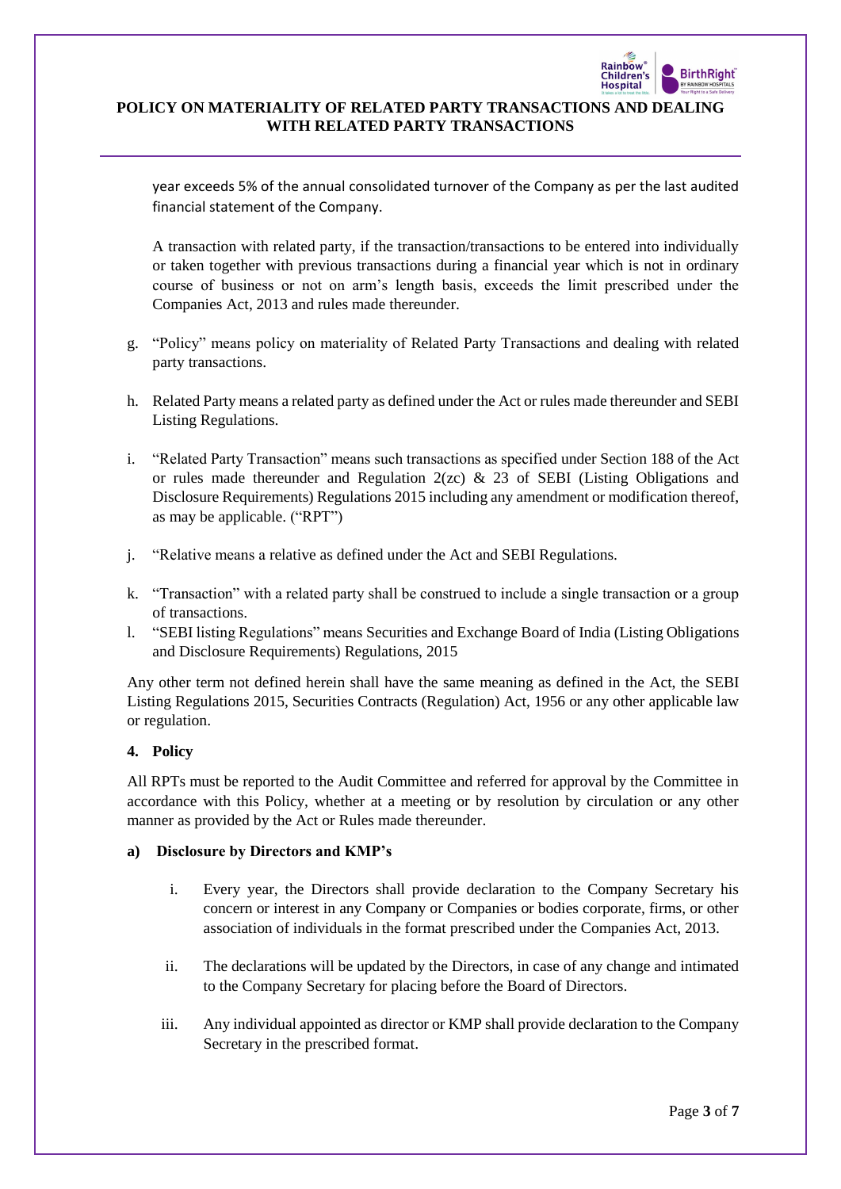year exceeds 5% of the annual consolidated turnover of the Company as per the last audited financial statement of the Company.

A transaction with related party, if the transaction/transactions to be entered into individually or taken together with previous transactions during a financial year which is not in ordinary course of business or not on arm's length basis, exceeds the limit prescribed under the Companies Act, 2013 and rules made thereunder.

g. "Policy" means policy on materiality of Related Party Transactions and dealing with related party transactions.

h. Related Party means a related party as defined under the Act or rules made thereunder and SEBI Listing Regulations.

i. "Related Party Transaction" means such transactions as specified under Section 188 of the Act or rules made thereunder and Regulation 2(zc) & 23 of SEBI (Listing Obligations and Disclosure Requirements) Regulations 2015 including any amendment or modification thereof, as may be applicable. ("RPT")

j. "Relative means a relative as defined under the Act and SEBI Regulations.

k. "Transaction" with a related party shall be construed to include a single transaction or a group of transactions.

l. "SEBI listing Regulations" means Securities and Exchange Board of India (Listing Obligations and Disclosure Requirements) Regulations, 2015

Any other term not defined herein shall have the same meaning as defined in the Act, the SEBI Listing Regulations 2015, Securities Contracts (Regulation) Act, 1956 or any other applicable law or regulation.

## 4. Policy

All RPTs must be reported to the Audit Committee and referred for approval by the Committee in accordance with this Policy, whether at a meeting or by resolution by circulation or any other manner as provided by the Act or Rules made thereunder.

### a) Disclosure by Directors and KMP's

i. Every year, the Directors shall provide declaration to the Company Secretary his concern or interest in any Company or Companies or bodies corporate, firms, or other association of individuals in the format prescribed under the Companies Act, 2013.

ii. The declarations will be updated by the Directors, in case of any change and intimated to the Company Secretary for placing before the Board of Directors.

iii. Any individual appointed as director or KMP shall provide declaration to the Company Secretary in the prescribed format.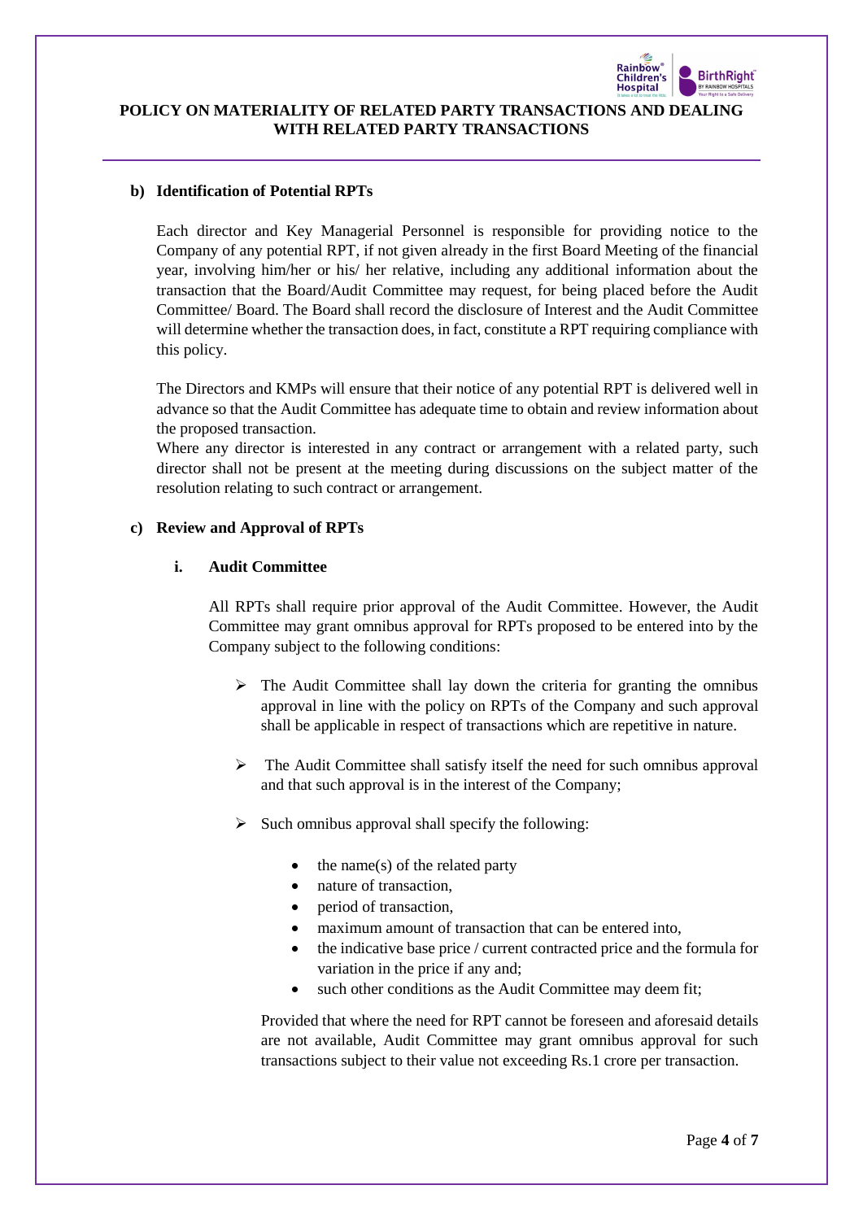**b) Identification of Potential RPTs**

Each director and Key Managerial Personnel is responsible for providing notice to the Company of any potential RPT, if not given already in the first Board Meeting of the financial year, involving him/her or his/ her relative, including any additional information about the transaction that the Board/Audit Committee may request, for being placed before the Audit Committee/ Board. The Board shall record the disclosure of Interest and the Audit Committee will determine whether the transaction does, in fact, constitute a RPT requiring compliance with this policy.

The Directors and KMPs will ensure that their notice of any potential RPT is delivered well in advance so that the Audit Committee has adequate time to obtain and review information about the proposed transaction.
Where any director is interested in any contract or arrangement with a related party, such director shall not be present at the meeting during discussions on the subject matter of the resolution relating to such contract or arrangement.

**c) Review and Approval of RPTs**

**i. Audit Committee**

All RPTs shall require prior approval of the Audit Committee. However, the Audit Committee may grant omnibus approval for RPTs proposed to be entered into by the Company subject to the following conditions:

- The Audit Committee shall lay down the criteria for granting the omnibus approval in line with the policy on RPTs of the Company and such approval shall be applicable in respect of transactions which are repetitive in nature.
- The Audit Committee shall satisfy itself the need for such omnibus approval and that such approval is in the interest of the Company;
- Such omnibus approval shall specify the following:
    - the name(s) of the related party
    - nature of transaction,
    - period of transaction,
    - maximum amount of transaction that can be entered into,
    - the indicative base price / current contracted price and the formula for variation in the price if any and;
    - such other conditions as the Audit Committee may deem fit;

  Provided that where the need for RPT cannot be foreseen and aforesaid details are not available, Audit Committee may grant omnibus approval for such transactions subject to their value not exceeding Rs.1 crore per transaction.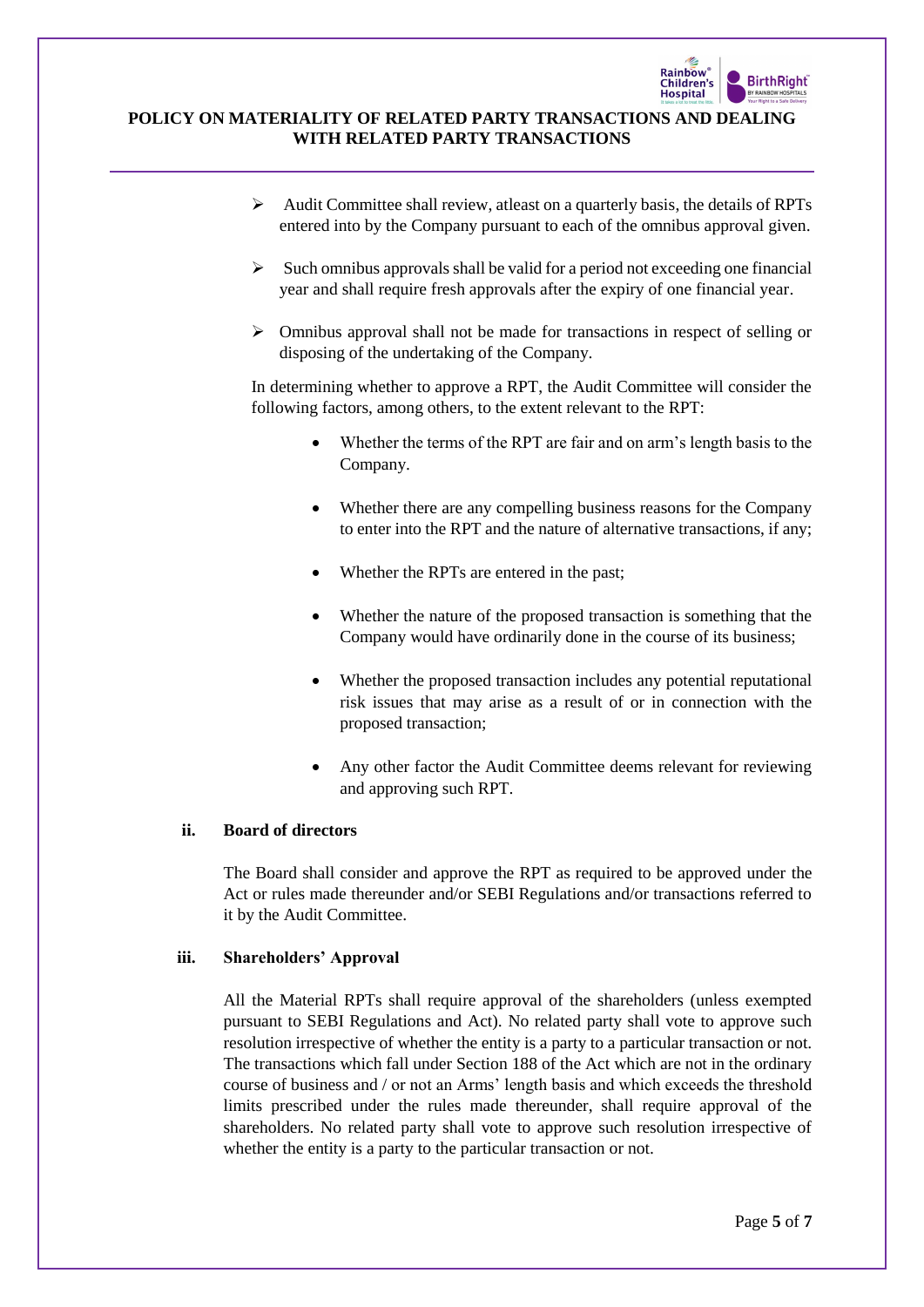- Audit Committee shall review, atleast on a quarterly basis, the details of RPTs entered into by the Company pursuant to each of the omnibus approval given.
- Such omnibus approvals shall be valid for a period not exceeding one financial year and shall require fresh approvals after the expiry of one financial year.
- Omnibus approval shall not be made for transactions in respect of selling or disposing of the undertaking of the Company.

In determining whether to approve a RPT, the Audit Committee will consider the following factors, among others, to the extent relevant to the RPT:

- Whether the terms of the RPT are fair and on arm's length basis to the Company.
- Whether there are any compelling business reasons for the Company to enter into the RPT and the nature of alternative transactions, if any;
- Whether the RPTs are entered in the past;
- Whether the nature of the proposed transaction is something that the Company would have ordinarily done in the course of its business;
- Whether the proposed transaction includes any potential reputational risk issues that may arise as a result of or in connection with the proposed transaction;
- Any other factor the Audit Committee deems relevant for reviewing and approving such RPT.

**ii. Board of directors**

The Board shall consider and approve the RPT as required to be approved under the Act or rules made thereunder and/or SEBI Regulations and/or transactions referred to it by the Audit Committee.

**iii. Shareholders' Approval**

All the Material RPTs shall require approval of the shareholders (unless exempted pursuant to SEBI Regulations and Act). No related party shall vote to approve such resolution irrespective of whether the entity is a party to a particular transaction or not. The transactions which fall under Section 188 of the Act which are not in the ordinary course of business and / or not an Arms' length basis and which exceeds the threshold limits prescribed under the rules made thereunder, shall require approval of the shareholders. No related party shall vote to approve such resolution irrespective of whether the entity is a party to the particular transaction or not.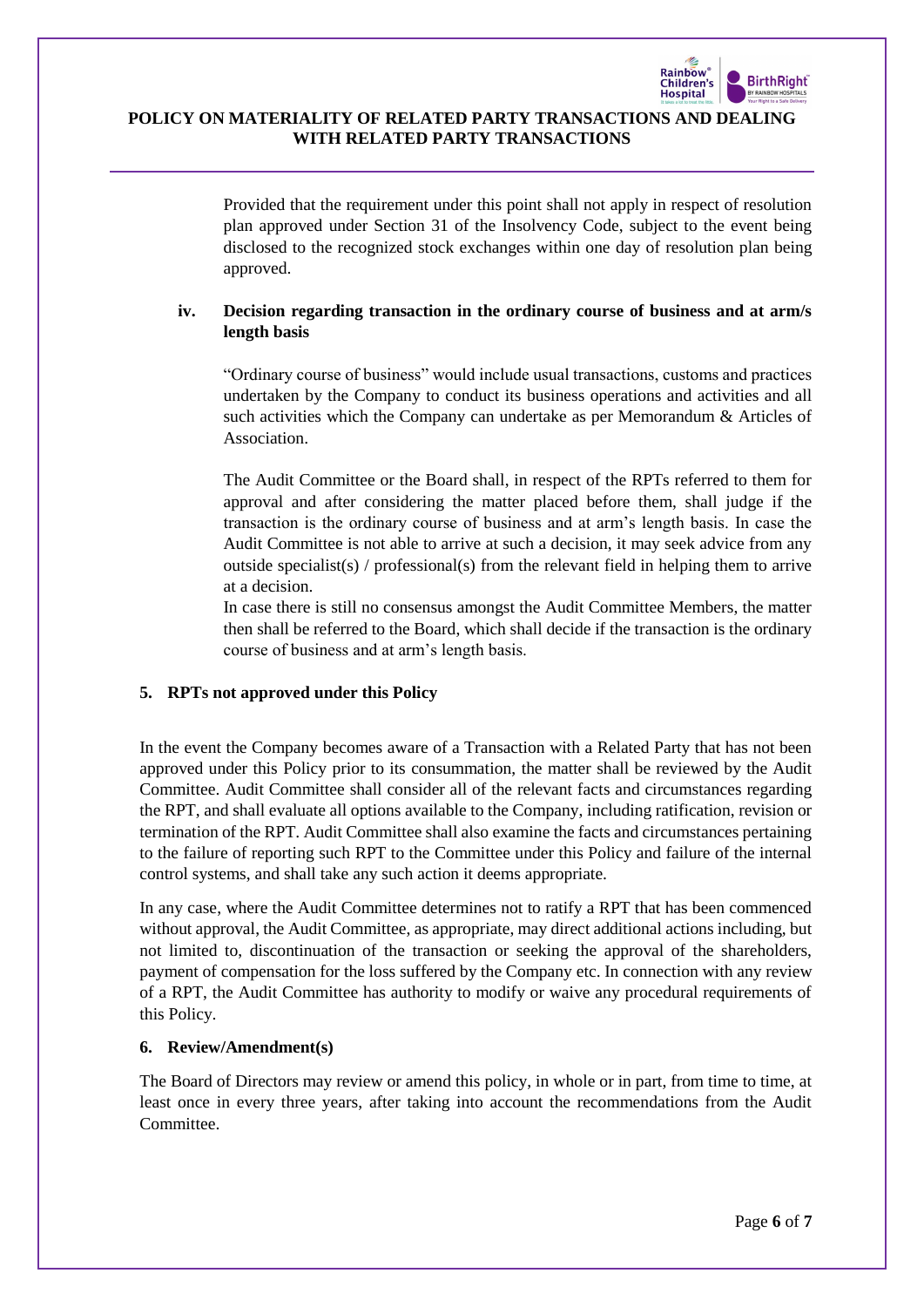Provided that the requirement under this point shall not apply in respect of resolution plan approved under Section 31 of the Insolvency Code, subject to the event being disclosed to the recognized stock exchanges within one day of resolution plan being approved.

**iv. Decision regarding transaction in the ordinary course of business and at arm/s length basis**

"Ordinary course of business" would include usual transactions, customs and practices undertaken by the Company to conduct its business operations and activities and all such activities which the Company can undertake as per Memorandum & Articles of Association.

The Audit Committee or the Board shall, in respect of the RPTs referred to them for approval and after considering the matter placed before them, shall judge if the transaction is the ordinary course of business and at arm's length basis. In case the Audit Committee is not able to arrive at such a decision, it may seek advice from any outside specialist(s) / professional(s) from the relevant field in helping them to arrive at a decision.

In case there is still no consensus amongst the Audit Committee Members, the matter then shall be referred to the Board, which shall decide if the transaction is the ordinary course of business and at arm's length basis.

## 5. RPTs not approved under this Policy

In the event the Company becomes aware of a Transaction with a Related Party that has not been approved under this Policy prior to its consummation, the matter shall be reviewed by the Audit Committee. Audit Committee shall consider all of the relevant facts and circumstances regarding the RPT, and shall evaluate all options available to the Company, including ratification, revision or termination of the RPT. Audit Committee shall also examine the facts and circumstances pertaining to the failure of reporting such RPT to the Committee under this Policy and failure of the internal control systems, and shall take any such action it deems appropriate.

In any case, where the Audit Committee determines not to ratify a RPT that has been commenced without approval, the Audit Committee, as appropriate, may direct additional actions including, but not limited to, discontinuation of the transaction or seeking the approval of the shareholders, payment of compensation for the loss suffered by the Company etc. In connection with any review of a RPT, the Audit Committee has authority to modify or waive any procedural requirements of this Policy.

## 6. Review/Amendment(s)

The Board of Directors may review or amend this policy, in whole or in part, from time to time, at least once in every three years, after taking into account the recommendations from the Audit Committee.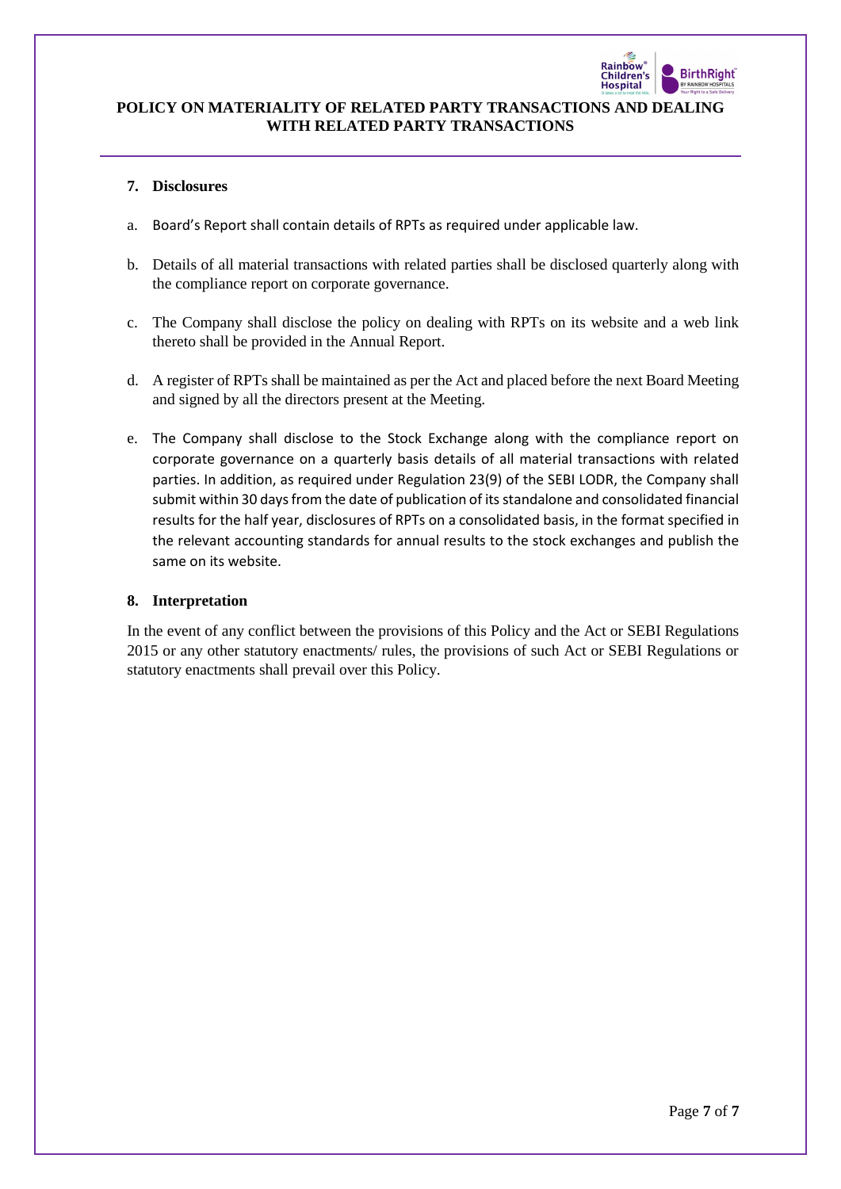## 7. Disclosures

a. Board's Report shall contain details of RPTs as required under applicable law.

b. Details of all material transactions with related parties shall be disclosed quarterly along with the compliance report on corporate governance.

c. The Company shall disclose the policy on dealing with RPTs on its website and a web link thereto shall be provided in the Annual Report.

d. A register of RPTs shall be maintained as per the Act and placed before the next Board Meeting and signed by all the directors present at the Meeting.

e. The Company shall disclose to the Stock Exchange along with the compliance report on corporate governance on a quarterly basis details of all material transactions with related parties. In addition, as required under Regulation 23(9) of the SEBI LODR, the Company shall submit within 30 days from the date of publication of its standalone and consolidated financial results for the half year, disclosures of RPTs on a consolidated basis, in the format specified in the relevant accounting standards for annual results to the stock exchanges and publish the same on its website.

## 8. Interpretation

In the event of any conflict between the provisions of this Policy and the Act or SEBI Regulations 2015 or any other statutory enactments/ rules, the provisions of such Act or SEBI Regulations or statutory enactments shall prevail over this Policy.